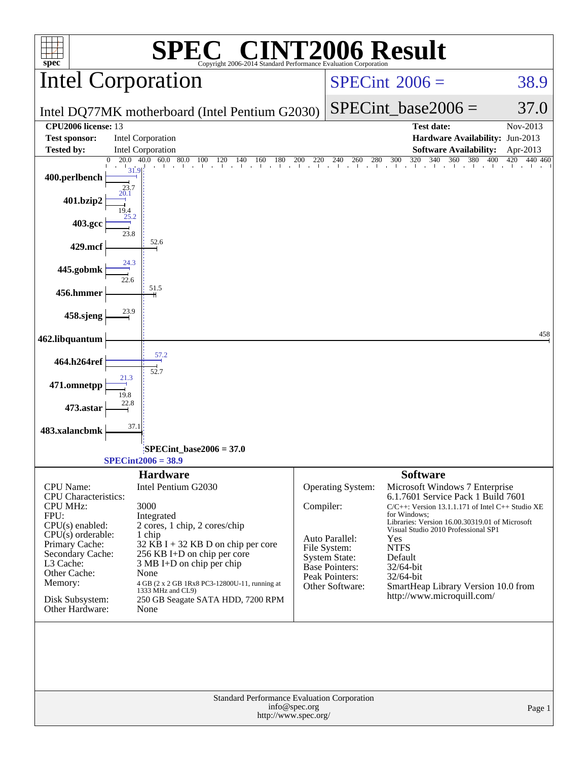# SPEC CINT2006 Result

Copyright 2006-2014 Standard Performance Evaluation Corporation

## Intel Corporation

Intel DQ77MK motherboard (Intel Pentium G2030)

SPECint 2006 = 38.9

SPECint_base2006 = 37.0

| | | | |
|---|---|---|---|
| **CPU2006 license:** 13 | | **Test date:** | Nov-2013 |
| **Test sponsor:** | Intel Corporation | **Hardware Availability:** | Jun-2013 |
| **Tested by:** | Intel Corporation | **Software Availability:** | Apr-2013 |

| Benchmark | Peak | Base |
|---|---|---|
| 400.perlbench | 31.9 | 23.7 |
| 401.bzip2 | 20.1 | 19.4 |
| 403.gcc | 25.2 | 23.8 |
| 429.mcf | | 52.6 |
| 445.gobmk | 24.3 | 22.6 |
| 456.hmmer | | 51.5 |
| 458.sjeng | | 23.9 |
| 462.libquantum | | 458 |
| 464.h264ref | 57.2 | 52.7 |
| 471.omnetpp | 21.3 | 19.8 |
| 473.astar | | 22.8 |
| 483.xalancbmk | | 37.1 |

SPECint_base2006 = 37.0

SPECint2006 = 38.9

### Hardware

| | |
|---|---|
| CPU Name: | Intel Pentium G2030 |
| CPU Characteristics: | |
| CPU MHz: | 3000 |
| FPU: | Integrated |
| CPU(s) enabled: | 2 cores, 1 chip, 2 cores/chip |
| CPU(s) orderable: | 1 chip |
| Primary Cache: | 32 KB I + 32 KB D on chip per core |
| Secondary Cache: | 256 KB I+D on chip per core |
| L3 Cache: | 3 MB I+D on chip per chip |
| Other Cache: | None |
| Memory: | 4 GB (2 x 2 GB 1Rx8 PC3-12800U-11, running at 1333 MHz and CL9) |
| Disk Subsystem: | 250 GB Seagate SATA HDD, 7200 RPM |
| Other Hardware: | None |

### Software

| | |
|---|---|
| Operating System: | Microsoft Windows 7 Enterprise 6.1.7601 Service Pack 1 Build 7601 |
| Compiler: | C/C++: Version 13.1.1.171 of Intel C++ Studio XE for Windows; Libraries: Version 16.00.30319.01 of Microsoft Visual Studio 2010 Professional SP1 |
| Auto Parallel: | Yes |
| File System: | NTFS |
| System State: | Default |
| Base Pointers: | 32/64-bit |
| Peak Pointers: | 32/64-bit |
| Other Software: | SmartHeap Library Version 10.0 from http://www.microquill.com/ |

Standard Performance Evaluation Corporation
info@spec.org
http://www.spec.org/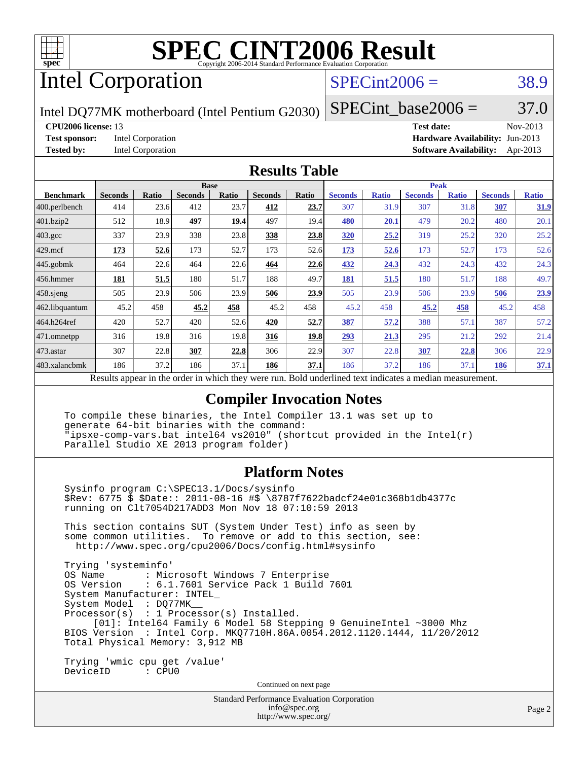# SPEC CINT2006 Result

Copyright 2006-2014 Standard Performance Evaluation Corporation

## Intel Corporation

Intel DQ77MK motherboard (Intel Pentium G2030)

SPECint2006 = 38.9

SPECint_base2006 = 37.0

| | | | |
|---|---|---|---|
| **CPU2006 license:** | 13 | **Test date:** | Nov-2013 |
| **Test sponsor:** | Intel Corporation | **Hardware Availability:** | Jun-2013 |
| **Tested by:** | Intel Corporation | **Software Availability:** | Apr-2013 |

### Results Table

| Benchmark | Base | | | | | | Peak | | | | | |
|---|---|---|---|---|---|---|---|---|---|---|---|---|
| | Seconds | Ratio | Seconds | Ratio | Seconds | Ratio | Seconds | Ratio | Seconds | Ratio | Seconds | Ratio |
| 400.perlbench | 414 | 23.6 | 412 | 23.7 | **412** | **23.7** | 307 | 31.9 | 307 | 31.8 | **307** | **31.9** |
| 401.bzip2 | 512 | 18.9 | **497** | **19.4** | 497 | 19.4 | **480** | **20.1** | 479 | 20.2 | 480 | 20.1 |
| 403.gcc | 337 | 23.9 | 338 | 23.8 | **338** | **23.8** | **320** | **25.2** | 319 | 25.2 | 320 | 25.2 |
| 429.mcf | **173** | **52.6** | 173 | 52.7 | 173 | 52.6 | **173** | **52.6** | 173 | 52.7 | 173 | 52.6 |
| 445.gobmk | 464 | 22.6 | 464 | 22.6 | **464** | **22.6** | **432** | **24.3** | 432 | 24.3 | 432 | 24.3 |
| 456.hmmer | **181** | **51.5** | 180 | 51.7 | 188 | 49.7 | **181** | **51.5** | 180 | 51.7 | 188 | 49.7 |
| 458.sjeng | 505 | 23.9 | 506 | 23.9 | **506** | **23.9** | 505 | 23.9 | 506 | 23.9 | **506** | **23.9** |
| 462.libquantum | 45.2 | 458 | **45.2** | **458** | 45.2 | 458 | 45.2 | 458 | **45.2** | **458** | 45.2 | 458 |
| 464.h264ref | 420 | 52.7 | 420 | 52.6 | **420** | **52.7** | **387** | **57.2** | 388 | 57.1 | 387 | 57.2 |
| 471.omnetpp | 316 | 19.8 | 316 | 19.8 | **316** | **19.8** | **293** | **21.3** | 295 | 21.2 | 292 | 21.4 |
| 473.astar | 307 | 22.8 | **307** | **22.8** | 306 | 22.9 | 307 | 22.8 | **307** | **22.8** | 306 | 22.9 |
| 483.xalancbmk | 186 | 37.2 | 186 | 37.1 | **186** | **37.1** | 186 | 37.2 | 186 | 37.1 | **186** | **37.1** |

Results appear in the order in which they were run. Bold underlined text indicates a median measurement.

### Compiler Invocation Notes

```
To compile these binaries, the Intel Compiler 13.1 was set up to
generate 64-bit binaries with the command:
"ipsxe-comp-vars.bat intel64 vs2010" (shortcut provided in the Intel(r)
Parallel Studio XE 2013 program folder)
```

### Platform Notes

```
Sysinfo program C:\SPEC13.1/Docs/sysinfo
$Rev: 6775 $ $Date:: 2011-08-16 #$ \8787f7622badcf24e01c368b1db4377c
running on Clt7054D217ADD3 Mon Nov 18 07:10:59 2013

This section contains SUT (System Under Test) info as seen by
some common utilities.  To remove or add to this section, see:
  http://www.spec.org/cpu2006/Docs/config.html#sysinfo

Trying 'systeminfo'
OS Name        : Microsoft Windows 7 Enterprise
OS Version     : 6.1.7601 Service Pack 1 Build 7601
System Manufacturer: INTEL_
System Model   : DQ77MK__
Processor(s)   : 1 Processor(s) Installed.
     [01]: Intel64 Family 6 Model 58 Stepping 9 GenuineIntel ~3000 Mhz
BIOS Version   : Intel Corp. MKQ7710H.86A.0054.2012.1120.1444, 11/20/2012
Total Physical Memory: 3,912 MB

Trying 'wmic cpu get /value'
DeviceID       : CPU0
```

Continued on next page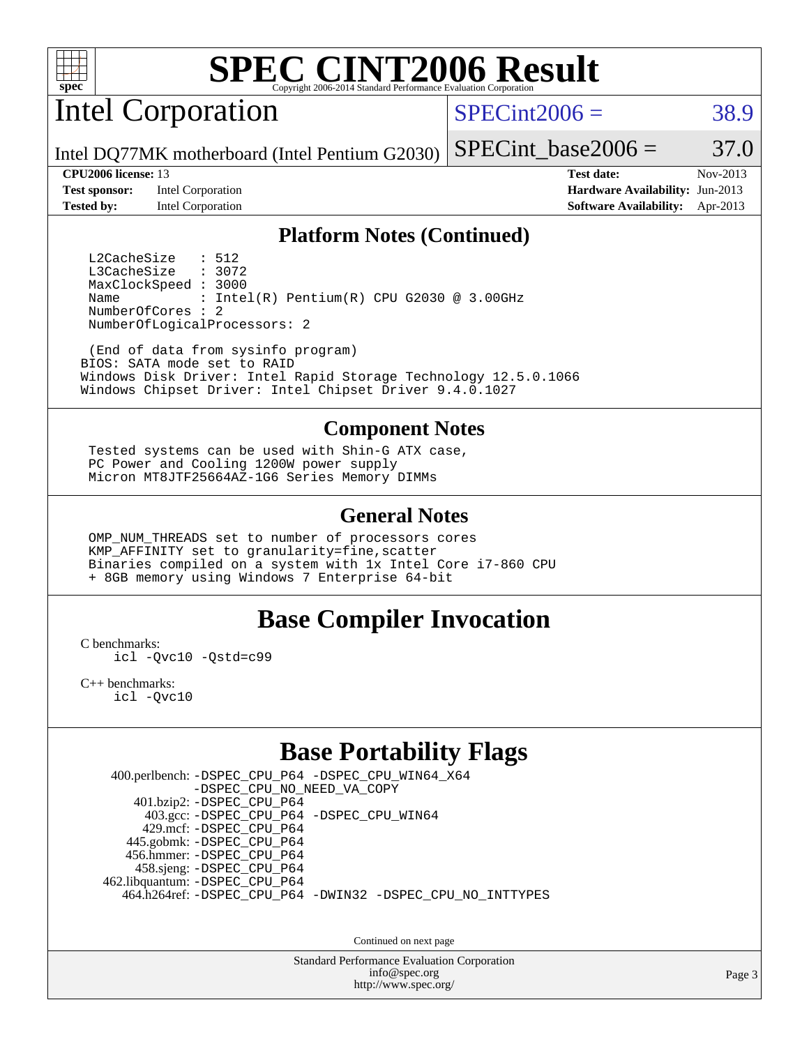# SPEC CINT2006 Result

Copyright 2006-2014 Standard Performance Evaluation Corporation

## Intel Corporation

Intel DQ77MK motherboard (Intel Pentium G2030)

SPECint2006 = 38.9

SPECint_base2006 = 37.0

| | | | |
|---|---|---|---|
| **CPU2006 license:** 13 | | **Test date:** | Nov-2013 |
| **Test sponsor:** | Intel Corporation | **Hardware Availability:** | Jun-2013 |
| **Tested by:** | Intel Corporation | **Software Availability:** | Apr-2013 |

### Platform Notes (Continued)

```
  L2CacheSize   : 512
  L3CacheSize   : 3072
  MaxClockSpeed : 3000
  Name          : Intel(R) Pentium(R) CPU G2030 @ 3.00GHz
  NumberOfCores : 2
  NumberOfLogicalProcessors: 2

  (End of data from sysinfo program)
BIOS: SATA mode set to RAID
Windows Disk Driver: Intel Rapid Storage Technology 12.5.0.1066
Windows Chipset Driver: Intel Chipset Driver 9.4.0.1027
```

### Component Notes

```
Tested systems can be used with Shin-G ATX case,
PC Power and Cooling 1200W power supply
Micron MT8JTF25664AZ-1G6 Series Memory DIMMs
```

### General Notes

```
OMP_NUM_THREADS set to number of processors cores
KMP_AFFINITY set to granularity=fine,scatter
Binaries compiled on a system with 1x Intel Core i7-860 CPU
+ 8GB memory using Windows 7 Enterprise 64-bit
```

## Base Compiler Invocation

C benchmarks:
```
icl -Qvc10 -Qstd=c99
```

C++ benchmarks:
```
icl -Qvc10
```

## Base Portability Flags

```
   400.perlbench: -DSPEC_CPU_P64 -DSPEC_CPU_WIN64_X64
                  -DSPEC_CPU_NO_NEED_VA_COPY
       401.bzip2: -DSPEC_CPU_P64
         403.gcc: -DSPEC_CPU_P64 -DSPEC_CPU_WIN64
         429.mcf: -DSPEC_CPU_P64
       445.gobmk: -DSPEC_CPU_P64
       456.hmmer: -DSPEC_CPU_P64
       458.sjeng: -DSPEC_CPU_P64
  462.libquantum: -DSPEC_CPU_P64
     464.h264ref: -DSPEC_CPU_P64 -DWIN32 -DSPEC_CPU_NO_INTTYPES
```

Continued on next page

Standard Performance Evaluation Corporation
info@spec.org
http://www.spec.org/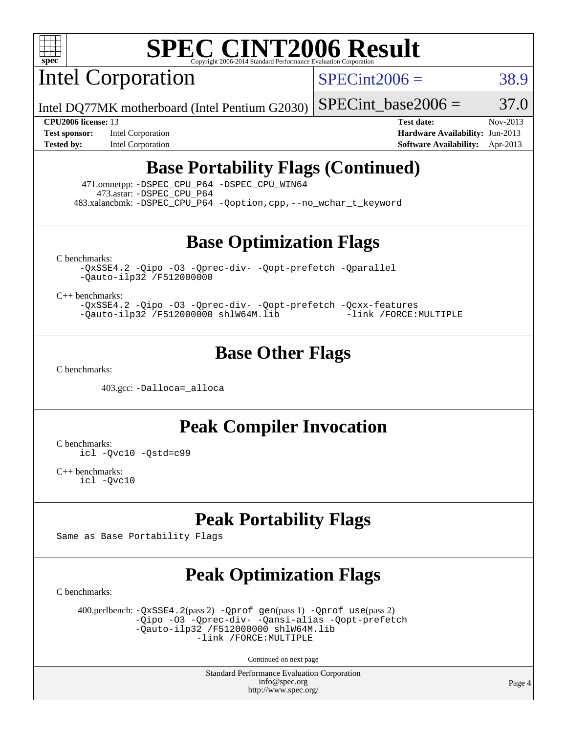# SPEC CINT2006 Result

Copyright 2006-2014 Standard Performance Evaluation Corporation

## Intel Corporation

Intel DQ77MK motherboard (Intel Pentium G2030)

SPECint2006 = 38.9

SPECint_base2006 = 37.0

**CPU2006 license:** 13
**Test sponsor:** Intel Corporation
**Tested by:** Intel Corporation

**Test date:** Nov-2013
**Hardware Availability:** Jun-2013
**Software Availability:** Apr-2013

## Base Portability Flags (Continued)

471.omnetpp: `-DSPEC_CPU_P64 -DSPEC_CPU_WIN64`
473.astar: `-DSPEC_CPU_P64`
483.xalancbmk: `-DSPEC_CPU_P64 -Qoption,cpp,--no_wchar_t_keyword`

## Base Optimization Flags

C benchmarks:

```
-QxSSE4.2 -Qipo -O3 -Qprec-div- -Qopt-prefetch -Qparallel
-Qauto-ilp32 /F512000000
```

C++ benchmarks:

```
-QxSSE4.2 -Qipo -O3 -Qprec-div- -Qopt-prefetch -Qcxx-features
-Qauto-ilp32 /F512000000 shlW64M.lib -link /FORCE:MULTIPLE
```

## Base Other Flags

C benchmarks:

403.gcc: `-Dalloca=_alloca`

## Peak Compiler Invocation

C benchmarks:

```
icl -Qvc10 -Qstd=c99
```

C++ benchmarks:

```
icl -Qvc10
```

## Peak Portability Flags

Same as Base Portability Flags

## Peak Optimization Flags

C benchmarks:

400.perlbench: `-QxSSE4.2`(pass 2) `-Qprof_gen`(pass 1) `-Qprof_use`(pass 2) `-Qipo -O3 -Qprec-div- -Qansi-alias -Qopt-prefetch -Qauto-ilp32 /F512000000 shlW64M.lib -link /FORCE:MULTIPLE`

Continued on next page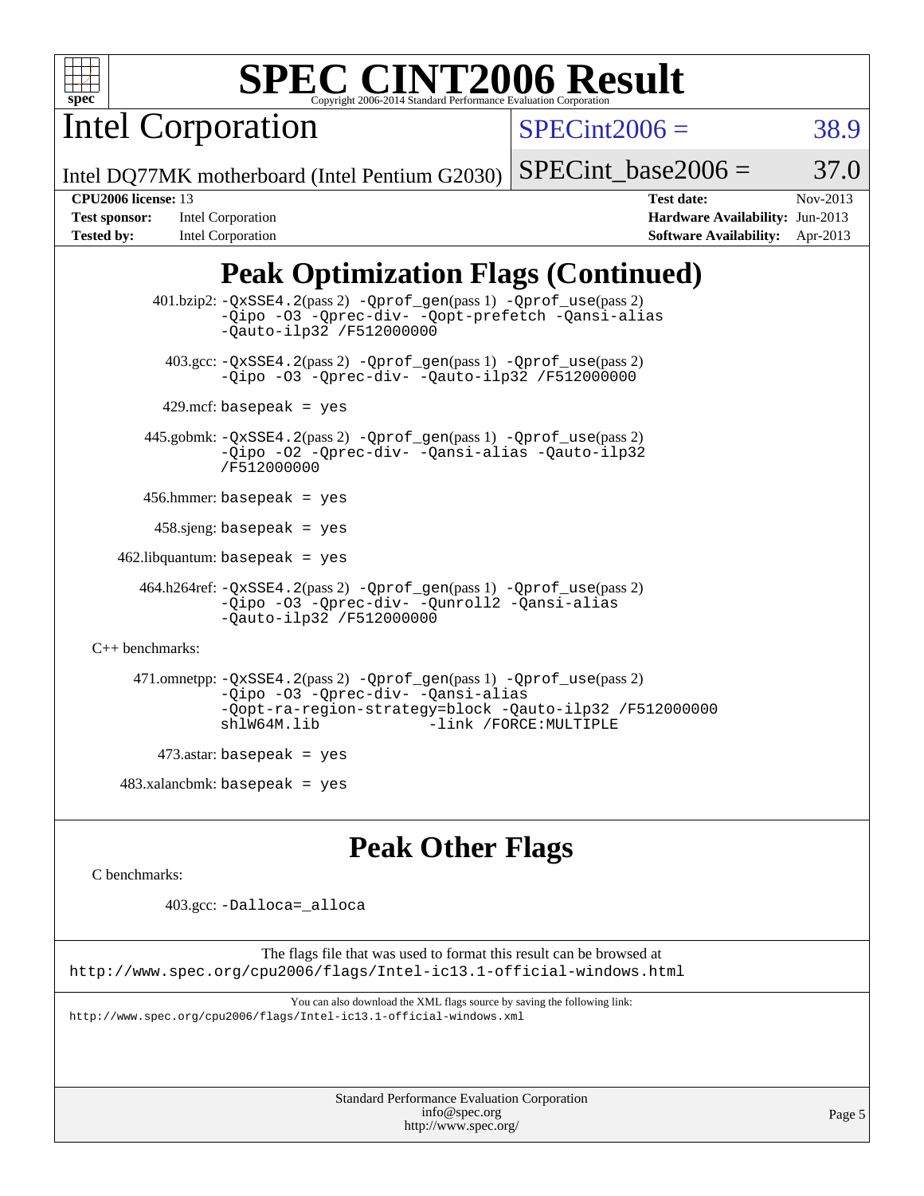# SPEC CINT2006 Result

Copyright 2006-2014 Standard Performance Evaluation Corporation

**Intel Corporation**

Intel DQ77MK motherboard (Intel Pentium G2030)

SPECint2006 = 38.9

SPECint_base2006 = 37.0

| | | | |
|---|---|---|---|
| **CPU2006 license:** 13 | | **Test date:** | Nov-2013 |
| **Test sponsor:** | Intel Corporation | **Hardware Availability:** | Jun-2013 |
| **Tested by:** | Intel Corporation | **Software Availability:** | Apr-2013 |

## Peak Optimization Flags (Continued)

401.bzip2: -QxSSE4.2(pass 2) -Qprof_gen(pass 1) -Qprof_use(pass 2) -Qipo -O3 -Qprec-div- -Qopt-prefetch -Qansi-alias -Qauto-ilp32 /F512000000

403.gcc: -QxSSE4.2(pass 2) -Qprof_gen(pass 1) -Qprof_use(pass 2) -Qipo -O3 -Qprec-div- -Qauto-ilp32 /F512000000

429.mcf: basepeak = yes

445.gobmk: -QxSSE4.2(pass 2) -Qprof_gen(pass 1) -Qprof_use(pass 2) -Qipo -O2 -Qprec-div- -Qansi-alias -Qauto-ilp32 /F512000000

456.hmmer: basepeak = yes

458.sjeng: basepeak = yes

462.libquantum: basepeak = yes

464.h264ref: -QxSSE4.2(pass 2) -Qprof_gen(pass 1) -Qprof_use(pass 2) -Qipo -O3 -Qprec-div- -Qunroll2 -Qansi-alias -Qauto-ilp32 /F512000000

C++ benchmarks:

471.omnetpp: -QxSSE4.2(pass 2) -Qprof_gen(pass 1) -Qprof_use(pass 2) -Qipo -O3 -Qprec-div- -Qansi-alias -Qopt-ra-region-strategy=block -Qauto-ilp32 /F512000000 shlW64M.lib -link /FORCE:MULTIPLE

473.astar: basepeak = yes

483.xalancbmk: basepeak = yes

## Peak Other Flags

C benchmarks:

403.gcc: -Dalloca=_alloca

The flags file that was used to format this result can be browsed at
http://www.spec.org/cpu2006/flags/Intel-ic13.1-official-windows.html

You can also download the XML flags source by saving the following link:
http://www.spec.org/cpu2006/flags/Intel-ic13.1-official-windows.xml

Standard Performance Evaluation Corporation
info@spec.org
http://www.spec.org/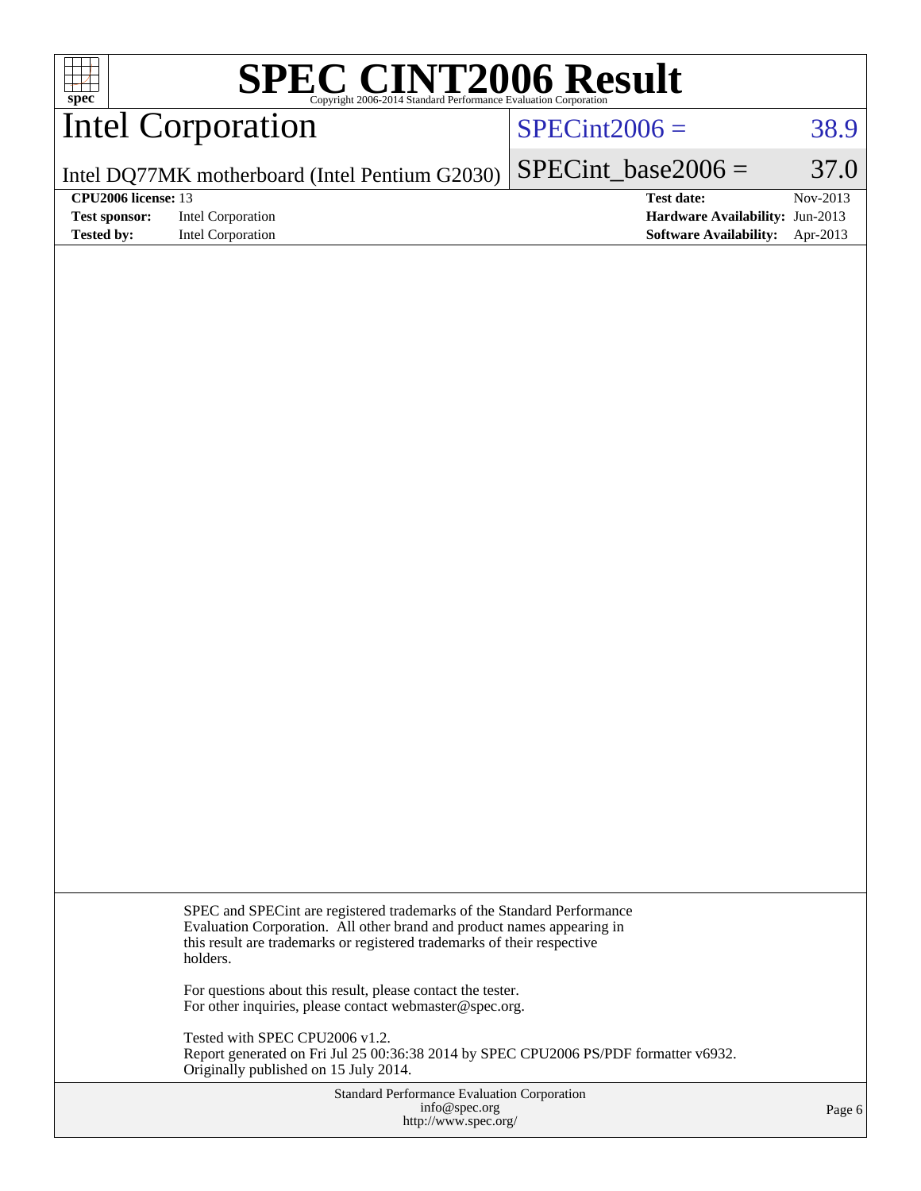SPEC and SPECint are registered trademarks of the Standard Performance Evaluation Corporation. All other brand and product names appearing in this result are trademarks or registered trademarks of their respective holders.

For questions about this result, please contact the tester.
For other inquiries, please contact webmaster@spec.org.

Tested with SPEC CPU2006 v1.2.
Report generated on Fri Jul 25 00:36:38 2014 by SPEC CPU2006 PS/PDF formatter v6932.
Originally published on 15 July 2014.